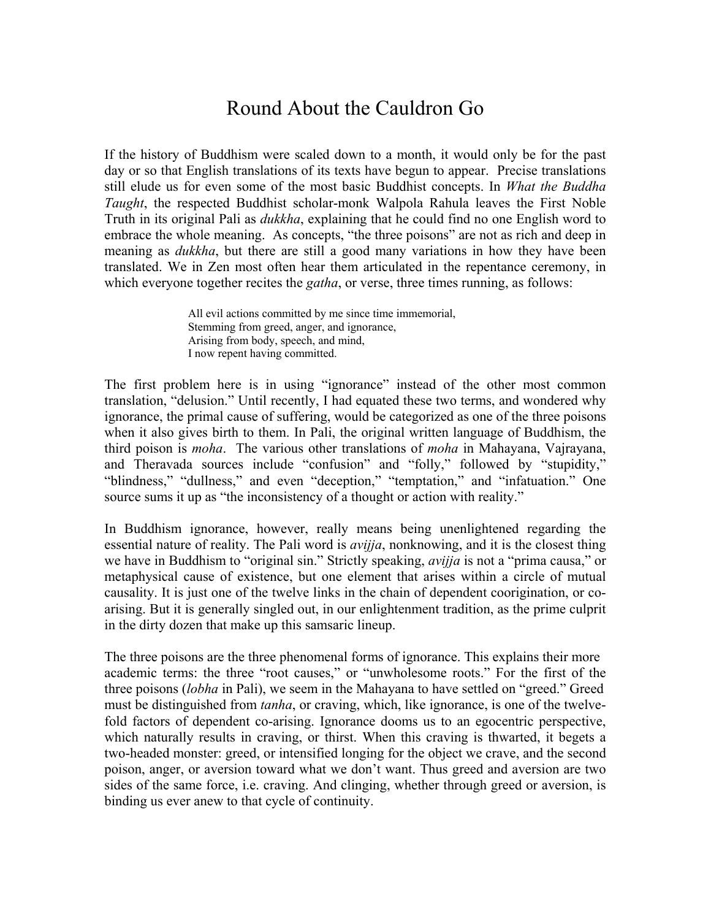# Round About the Cauldron Go

If the history of Buddhism were scaled down to a month, it would only be for the past day or so that English translations of its texts have begun to appear. Precise translations still elude us for even some of the most basic Buddhist concepts. In *What the Buddha Taught*, the respected Buddhist scholar-monk Walpola Rahula leaves the First Noble Truth in its original Pali as *dukkha*, explaining that he could find no one English word to embrace the whole meaning. As concepts, "the three poisons" are not as rich and deep in meaning as *dukkha*, but there are still a good many variations in how they have been translated. We in Zen most often hear them articulated in the repentance ceremony, in which everyone together recites the *gatha*, or verse, three times running, as follows:

> All evil actions committed by me since time immemorial,
> Stemming from greed, anger, and ignorance,
> Arising from body, speech, and mind,
> I now repent having committed.

The first problem here is in using "ignorance" instead of the other most common translation, "delusion." Until recently, I had equated these two terms, and wondered why ignorance, the primal cause of suffering, would be categorized as one of the three poisons when it also gives birth to them. In Pali, the original written language of Buddhism, the third poison is *moha*. The various other translations of *moha* in Mahayana, Vajrayana, and Theravada sources include "confusion" and "folly," followed by "stupidity," "blindness," "dullness," and even "deception," "temptation," and "infatuation." One source sums it up as "the inconsistency of a thought or action with reality."

In Buddhism ignorance, however, really means being unenlightened regarding the essential nature of reality. The Pali word is *avijja*, nonknowing, and it is the closest thing we have in Buddhism to "original sin." Strictly speaking, *avijja* is not a "prima causa," or metaphysical cause of existence, but one element that arises within a circle of mutual causality. It is just one of the twelve links in the chain of dependent coorigination, or co-arising. But it is generally singled out, in our enlightenment tradition, as the prime culprit in the dirty dozen that make up this samsaric lineup.

The three poisons are the three phenomenal forms of ignorance. This explains their more academic terms: the three "root causes," or "unwholesome roots." For the first of the three poisons (*lobha* in Pali), we seem in the Mahayana to have settled on "greed." Greed must be distinguished from *tanha*, or craving, which, like ignorance, is one of the twelve-fold factors of dependent co-arising. Ignorance dooms us to an egocentric perspective, which naturally results in craving, or thirst. When this craving is thwarted, it begets a two-headed monster: greed, or intensified longing for the object we crave, and the second poison, anger, or aversion toward what we don't want. Thus greed and aversion are two sides of the same force, i.e. craving. And clinging, whether through greed or aversion, is binding us ever anew to that cycle of continuity.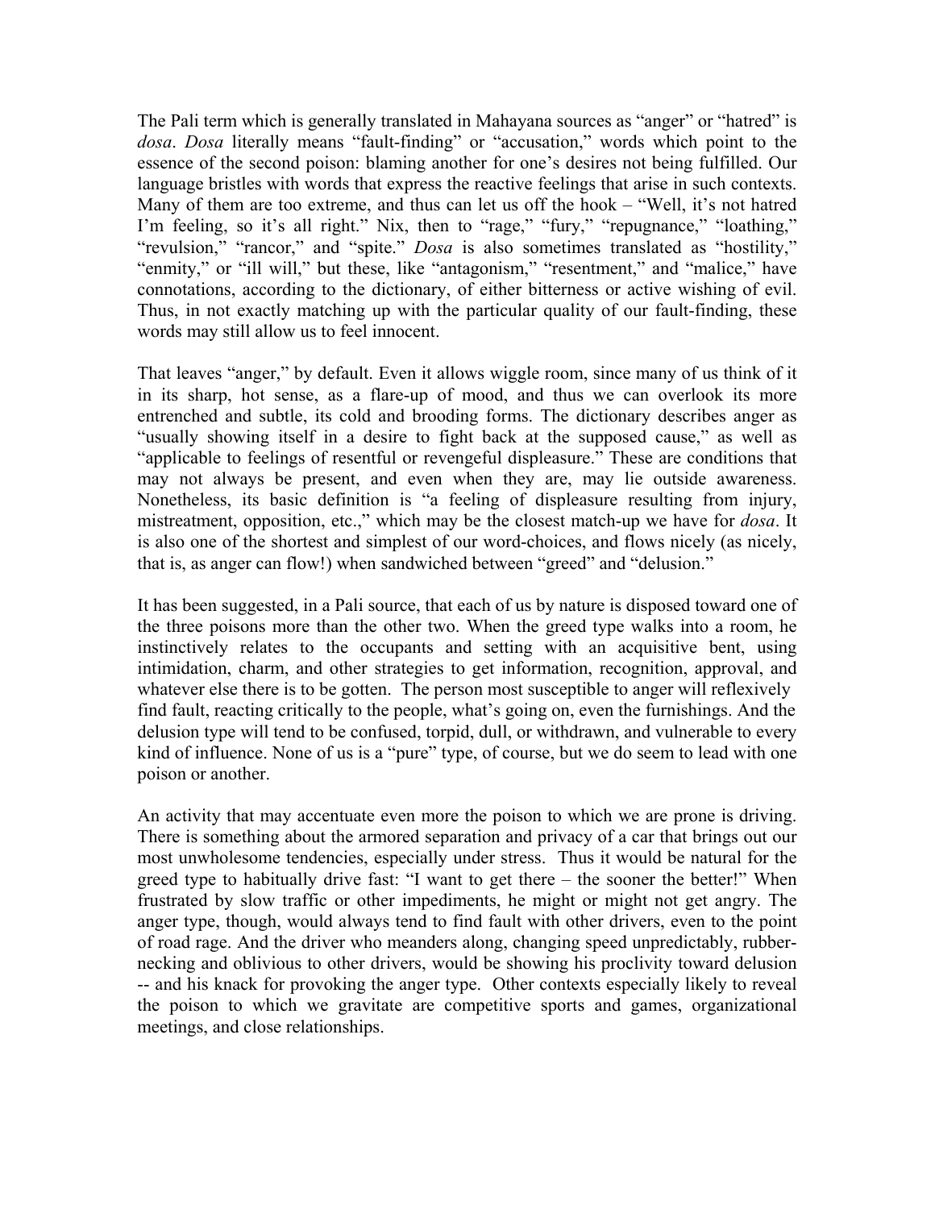The Pali term which is generally translated in Mahayana sources as "anger" or "hatred" is *dosa*. *Dosa* literally means "fault-finding" or "accusation," words which point to the essence of the second poison: blaming another for one's desires not being fulfilled. Our language bristles with words that express the reactive feelings that arise in such contexts. Many of them are too extreme, and thus can let us off the hook – "Well, it's not hatred I'm feeling, so it's all right." Nix, then to "rage," "fury," "repugnance," "loathing," "revulsion," "rancor," and "spite." *Dosa* is also sometimes translated as "hostility," "enmity," or "ill will," but these, like "antagonism," "resentment," and "malice," have connotations, according to the dictionary, of either bitterness or active wishing of evil. Thus, in not exactly matching up with the particular quality of our fault-finding, these words may still allow us to feel innocent.

That leaves "anger," by default. Even it allows wiggle room, since many of us think of it in its sharp, hot sense, as a flare-up of mood, and thus we can overlook its more entrenched and subtle, its cold and brooding forms. The dictionary describes anger as "usually showing itself in a desire to fight back at the supposed cause," as well as "applicable to feelings of resentful or revengeful displeasure." These are conditions that may not always be present, and even when they are, may lie outside awareness. Nonetheless, its basic definition is "a feeling of displeasure resulting from injury, mistreatment, opposition, etc.," which may be the closest match-up we have for *dosa*. It is also one of the shortest and simplest of our word-choices, and flows nicely (as nicely, that is, as anger can flow!) when sandwiched between "greed" and "delusion."

It has been suggested, in a Pali source, that each of us by nature is disposed toward one of the three poisons more than the other two. When the greed type walks into a room, he instinctively relates to the occupants and setting with an acquisitive bent, using intimidation, charm, and other strategies to get information, recognition, approval, and whatever else there is to be gotten. The person most susceptible to anger will reflexively find fault, reacting critically to the people, what's going on, even the furnishings. And the delusion type will tend to be confused, torpid, dull, or withdrawn, and vulnerable to every kind of influence. None of us is a "pure" type, of course, but we do seem to lead with one poison or another.

An activity that may accentuate even more the poison to which we are prone is driving. There is something about the armored separation and privacy of a car that brings out our most unwholesome tendencies, especially under stress. Thus it would be natural for the greed type to habitually drive fast: "I want to get there – the sooner the better!" When frustrated by slow traffic or other impediments, he might or might not get angry. The anger type, though, would always tend to find fault with other drivers, even to the point of road rage. And the driver who meanders along, changing speed unpredictably, rubber-necking and oblivious to other drivers, would be showing his proclivity toward delusion -- and his knack for provoking the anger type. Other contexts especially likely to reveal the poison to which we gravitate are competitive sports and games, organizational meetings, and close relationships.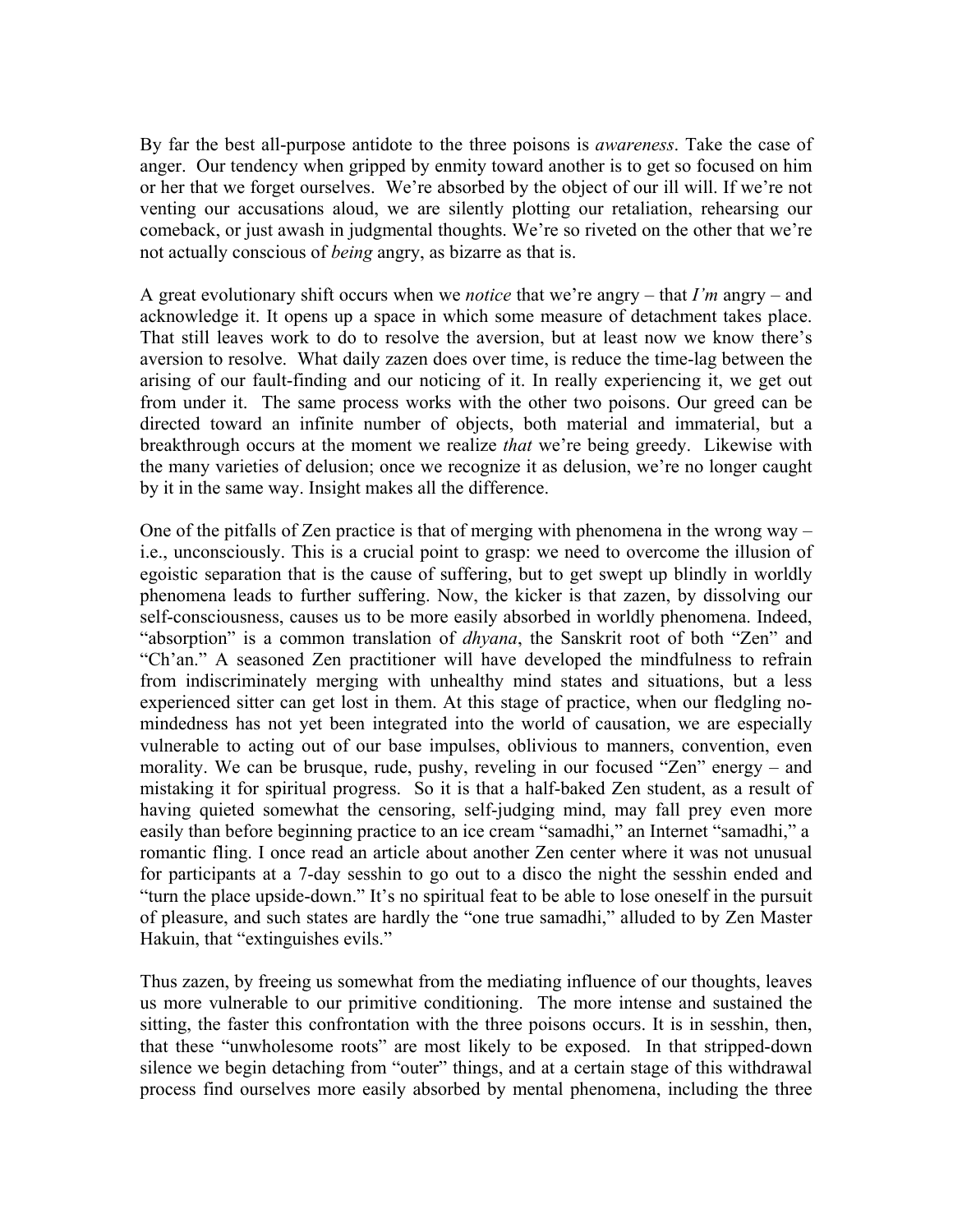By far the best all-purpose antidote to the three poisons is *awareness*. Take the case of anger. Our tendency when gripped by enmity toward another is to get so focused on him or her that we forget ourselves. We're absorbed by the object of our ill will. If we're not venting our accusations aloud, we are silently plotting our retaliation, rehearsing our comeback, or just awash in judgmental thoughts. We're so riveted on the other that we're not actually conscious of *being* angry, as bizarre as that is.

A great evolutionary shift occurs when we *notice* that we're angry – that *I'm* angry – and acknowledge it. It opens up a space in which some measure of detachment takes place. That still leaves work to do to resolve the aversion, but at least now we know there's aversion to resolve. What daily zazen does over time, is reduce the time-lag between the arising of our fault-finding and our noticing of it. In really experiencing it, we get out from under it. The same process works with the other two poisons. Our greed can be directed toward an infinite number of objects, both material and immaterial, but a breakthrough occurs at the moment we realize *that* we're being greedy. Likewise with the many varieties of delusion; once we recognize it as delusion, we're no longer caught by it in the same way. Insight makes all the difference.

One of the pitfalls of Zen practice is that of merging with phenomena in the wrong way – i.e., unconsciously. This is a crucial point to grasp: we need to overcome the illusion of egoistic separation that is the cause of suffering, but to get swept up blindly in worldly phenomena leads to further suffering. Now, the kicker is that zazen, by dissolving our self-consciousness, causes us to be more easily absorbed in worldly phenomena. Indeed, "absorption" is a common translation of *dhyana*, the Sanskrit root of both "Zen" and "Ch'an." A seasoned Zen practitioner will have developed the mindfulness to refrain from indiscriminately merging with unhealthy mind states and situations, but a less experienced sitter can get lost in them. At this stage of practice, when our fledgling no-mindedness has not yet been integrated into the world of causation, we are especially vulnerable to acting out of our base impulses, oblivious to manners, convention, even morality. We can be brusque, rude, pushy, reveling in our focused "Zen" energy – and mistaking it for spiritual progress. So it is that a half-baked Zen student, as a result of having quieted somewhat the censoring, self-judging mind, may fall prey even more easily than before beginning practice to an ice cream "samadhi," an Internet "samadhi," a romantic fling. I once read an article about another Zen center where it was not unusual for participants at a 7-day sesshin to go out to a disco the night the sesshin ended and "turn the place upside-down." It's no spiritual feat to be able to lose oneself in the pursuit of pleasure, and such states are hardly the "one true samadhi," alluded to by Zen Master Hakuin, that "extinguishes evils."

Thus zazen, by freeing us somewhat from the mediating influence of our thoughts, leaves us more vulnerable to our primitive conditioning. The more intense and sustained the sitting, the faster this confrontation with the three poisons occurs. It is in sesshin, then, that these "unwholesome roots" are most likely to be exposed. In that stripped-down silence we begin detaching from "outer" things, and at a certain stage of this withdrawal process find ourselves more easily absorbed by mental phenomena, including the three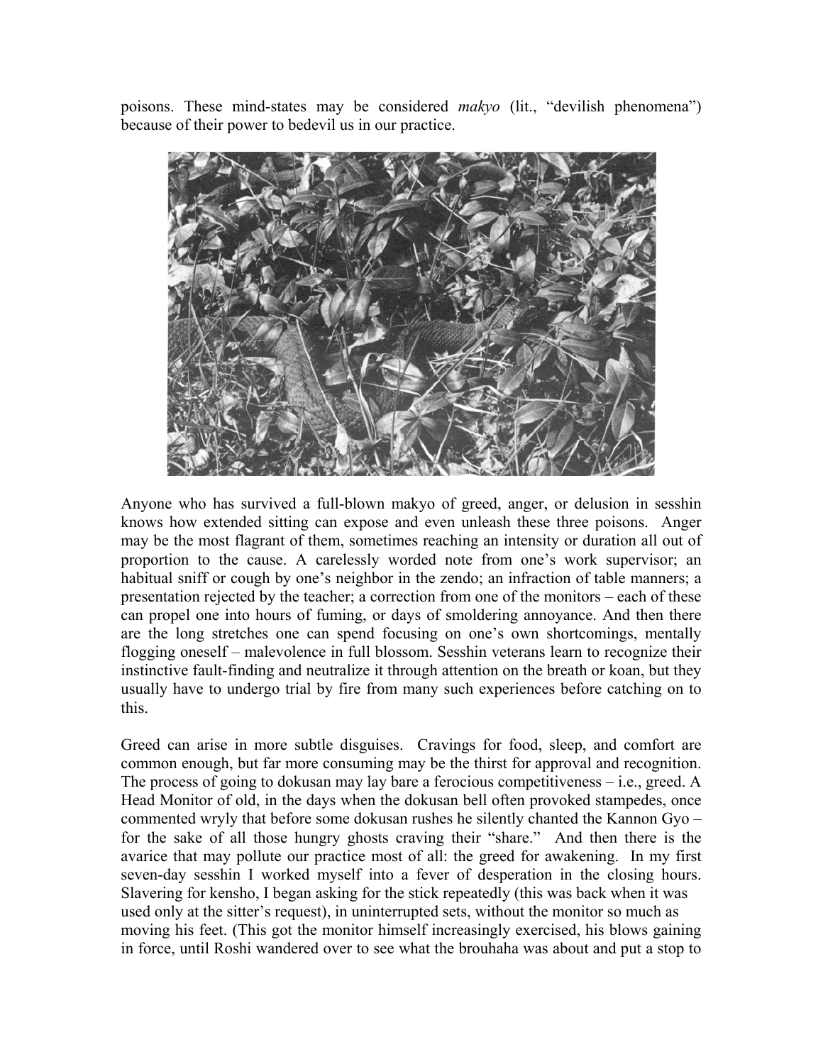poisons. These mind-states may be considered *makyo* (lit., “devilish phenomena”) because of their power to bedevil us in our practice.

Anyone who has survived a full-blown makyo of greed, anger, or delusion in sesshin knows how extended sitting can expose and even unleash these three poisons. Anger may be the most flagrant of them, sometimes reaching an intensity or duration all out of proportion to the cause. A carelessly worded note from one’s work supervisor; an habitual sniff or cough by one’s neighbor in the zendo; an infraction of table manners; a presentation rejected by the teacher; a correction from one of the monitors – each of these can propel one into hours of fuming, or days of smoldering annoyance. And then there are the long stretches one can spend focusing on one’s own shortcomings, mentally flogging oneself – malevolence in full blossom. Sesshin veterans learn to recognize their instinctive fault-finding and neutralize it through attention on the breath or koan, but they usually have to undergo trial by fire from many such experiences before catching on to this.

Greed can arise in more subtle disguises. Cravings for food, sleep, and comfort are common enough, but far more consuming may be the thirst for approval and recognition. The process of going to dokusan may lay bare a ferocious competitiveness – i.e., greed. A Head Monitor of old, in the days when the dokusan bell often provoked stampedes, once commented wryly that before some dokusan rushes he silently chanted the Kannon Gyo – for the sake of all those hungry ghosts craving their “share.” And then there is the avarice that may pollute our practice most of all: the greed for awakening. In my first seven-day sesshin I worked myself into a fever of desperation in the closing hours. Slavering for kensho, I began asking for the stick repeatedly (this was back when it was used only at the sitter’s request), in uninterrupted sets, without the monitor so much as moving his feet. (This got the monitor himself increasingly exercised, his blows gaining in force, until Roshi wandered over to see what the brouhaha was about and put a stop to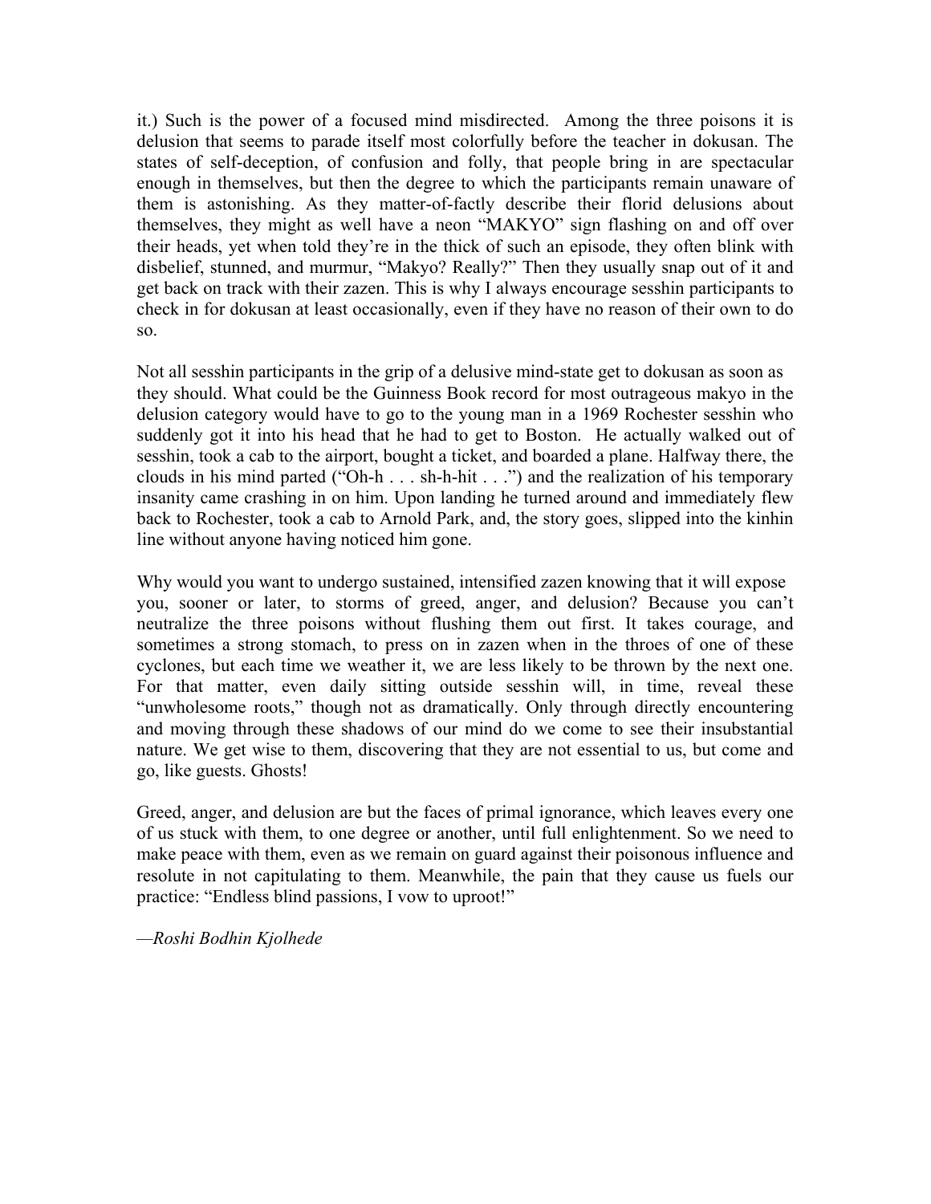it.) Such is the power of a focused mind misdirected. Among the three poisons it is delusion that seems to parade itself most colorfully before the teacher in dokusan. The states of self-deception, of confusion and folly, that people bring in are spectacular enough in themselves, but then the degree to which the participants remain unaware of them is astonishing. As they matter-of-factly describe their florid delusions about themselves, they might as well have a neon "MAKYO" sign flashing on and off over their heads, yet when told they're in the thick of such an episode, they often blink with disbelief, stunned, and murmur, "Makyo? Really?" Then they usually snap out of it and get back on track with their zazen. This is why I always encourage sesshin participants to check in for dokusan at least occasionally, even if they have no reason of their own to do so.

Not all sesshin participants in the grip of a delusive mind-state get to dokusan as soon as they should. What could be the Guinness Book record for most outrageous makyo in the delusion category would have to go to the young man in a 1969 Rochester sesshin who suddenly got it into his head that he had to get to Boston. He actually walked out of sesshin, took a cab to the airport, bought a ticket, and boarded a plane. Halfway there, the clouds in his mind parted ("Oh-h . . . sh-h-hit . . .") and the realization of his temporary insanity came crashing in on him. Upon landing he turned around and immediately flew back to Rochester, took a cab to Arnold Park, and, the story goes, slipped into the kinhin line without anyone having noticed him gone.

Why would you want to undergo sustained, intensified zazen knowing that it will expose you, sooner or later, to storms of greed, anger, and delusion? Because you can't neutralize the three poisons without flushing them out first. It takes courage, and sometimes a strong stomach, to press on in zazen when in the throes of one of these cyclones, but each time we weather it, we are less likely to be thrown by the next one. For that matter, even daily sitting outside sesshin will, in time, reveal these "unwholesome roots," though not as dramatically. Only through directly encountering and moving through these shadows of our mind do we come to see their insubstantial nature. We get wise to them, discovering that they are not essential to us, but come and go, like guests. Ghosts!

Greed, anger, and delusion are but the faces of primal ignorance, which leaves every one of us stuck with them, to one degree or another, until full enlightenment. So we need to make peace with them, even as we remain on guard against their poisonous influence and resolute in not capitulating to them. Meanwhile, the pain that they cause us fuels our practice: "Endless blind passions, I vow to uproot!"

*—Roshi Bodhin Kjolhede*